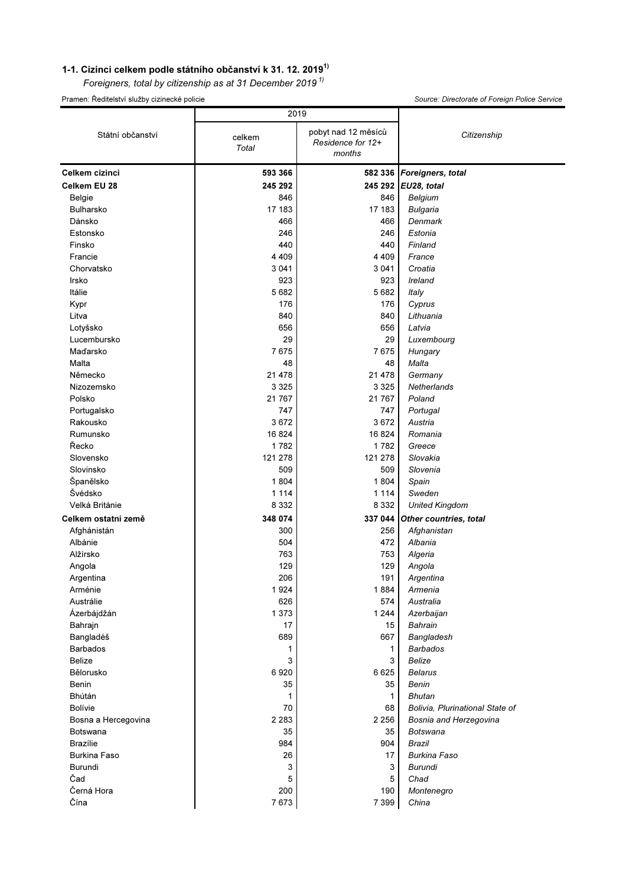### 1-1. Cizinci celkem podle státního občanství k 31. 12. 2019[1)]

*Foreigners, total by citizenship as at 31 December 2019 [1)]*

Pramen: Ředitelství služby cizinecké policie — *Source: Directorate of Foreign Police Service*

| Státní občanství | 2019 | | Citizenship |
|---|---|---|---|
| | celkem *Total* | pobyt nad 12 měsíců *Residence for 12+ months* | |
| **Celkem cizinci** | **593 366** | **582 336** | ***Foreigners, total*** |
| **Celkem EU 28** | **245 292** | **245 292** | ***EU28, total*** |
| Belgie | 846 | 846 | *Belgium* |
| Bulharsko | 17 183 | 17 183 | *Bulgaria* |
| Dánsko | 466 | 466 | *Denmark* |
| Estonsko | 246 | 246 | *Estonia* |
| Finsko | 440 | 440 | *Finland* |
| Francie | 4 409 | 4 409 | *France* |
| Chorvatsko | 3 041 | 3 041 | *Croatia* |
| Irsko | 923 | 923 | *Ireland* |
| Itálie | 5 682 | 5 682 | *Italy* |
| Kypr | 176 | 176 | *Cyprus* |
| Litva | 840 | 840 | *Lithuania* |
| Lotyšsko | 656 | 656 | *Latvia* |
| Lucembursko | 29 | 29 | *Luxembourg* |
| Maďarsko | 7 675 | 7 675 | *Hungary* |
| Malta | 48 | 48 | *Malta* |
| Německo | 21 478 | 21 478 | *Germany* |
| Nizozemsko | 3 325 | 3 325 | *Netherlands* |
| Polsko | 21 767 | 21 767 | *Poland* |
| Portugalsko | 747 | 747 | *Portugal* |
| Rakousko | 3 672 | 3 672 | *Austria* |
| Rumunsko | 16 824 | 16 824 | *Romania* |
| Řecko | 1 782 | 1 782 | *Greece* |
| Slovensko | 121 278 | 121 278 | *Slovakia* |
| Slovinsko | 509 | 509 | *Slovenia* |
| Španělsko | 1 804 | 1 804 | *Spain* |
| Švédsko | 1 114 | 1 114 | *Sweden* |
| Velká Británie | 8 332 | 8 332 | *United Kingdom* |
| **Celkem ostatní země** | **348 074** | **337 044** | ***Other countries, total*** |
| Afghánistán | 300 | 256 | *Afghanistan* |
| Albánie | 504 | 472 | *Albania* |
| Alžírsko | 763 | 753 | *Algeria* |
| Angola | 129 | 129 | *Angola* |
| Argentina | 206 | 191 | *Argentina* |
| Arménie | 1 924 | 1 884 | *Armenia* |
| Austrálie | 626 | 574 | *Australia* |
| Ázerbájdžán | 1 373 | 1 244 | *Azerbaijan* |
| Bahrajn | 17 | 15 | *Bahrain* |
| Bangladéš | 689 | 667 | *Bangladesh* |
| Barbados | 1 | 1 | *Barbados* |
| Belize | 3 | 3 | *Belize* |
| Bělorusko | 6 920 | 6 625 | *Belarus* |
| Benin | 35 | 35 | *Benin* |
| Bhútán | 1 | 1 | *Bhutan* |
| Bolívie | 70 | 68 | *Bolivia, Plurinational State of* |
| Bosna a Hercegovina | 2 283 | 2 256 | *Bosnia and Herzegovina* |
| Botswana | 35 | 35 | *Botswana* |
| Brazílie | 984 | 904 | *Brazil* |
| Burkina Faso | 26 | 17 | *Burkina Faso* |
| Burundi | 3 | 3 | *Burundi* |
| Čad | 5 | 5 | *Chad* |
| Černá Hora | 200 | 190 | *Montenegro* |
| Čína | 7 673 | 7 399 | *China* |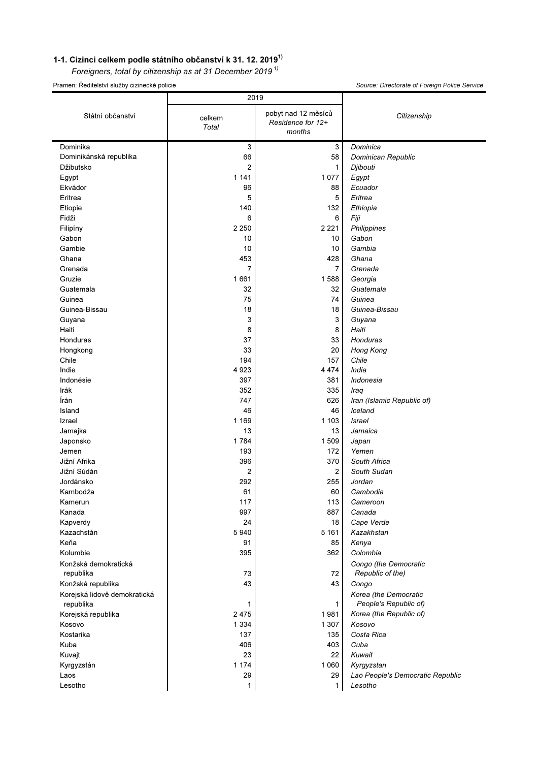**1-1. Cizinci celkem podle státního občanství k 31. 12. 2019[1)]**

*Foreigners, total by citizenship as at 31 December 2019 [1)]*

Pramen: Ředitelství služby cizinecké policie | *Source: Directorate of Foreign Police Service*

| Státní občanství | 2019 | | *Citizenship* |
|---|---|---|---|
| | celkem *Total* | pobyt nad 12 měsíců *Residence for 12+ months* | |
| Dominika | 3 | 3 | *Dominica* |
| Dominikánská republika | 66 | 58 | *Dominican Republic* |
| Džibutsko | 2 | 1 | *Djibouti* |
| Egypt | 1 141 | 1 077 | *Egypt* |
| Ekvádor | 96 | 88 | *Ecuador* |
| Eritrea | 5 | 5 | *Eritrea* |
| Etiopie | 140 | 132 | *Ethiopia* |
| Fidži | 6 | 6 | *Fiji* |
| Filipíny | 2 250 | 2 221 | *Philippines* |
| Gabon | 10 | 10 | *Gabon* |
| Gambie | 10 | 10 | *Gambia* |
| Ghana | 453 | 428 | *Ghana* |
| Grenada | 7 | 7 | *Grenada* |
| Gruzie | 1 661 | 1 588 | *Georgia* |
| Guatemala | 32 | 32 | *Guatemala* |
| Guinea | 75 | 74 | *Guinea* |
| Guinea-Bissau | 18 | 18 | *Guinea-Bissau* |
| Guyana | 3 | 3 | *Guyana* |
| Haiti | 8 | 8 | *Haiti* |
| Honduras | 37 | 33 | *Honduras* |
| Hongkong | 33 | 20 | *Hong Kong* |
| Chile | 194 | 157 | *Chile* |
| Indie | 4 923 | 4 474 | *India* |
| Indonésie | 397 | 381 | *Indonesia* |
| Irák | 352 | 335 | *Iraq* |
| Írán | 747 | 626 | *Iran (Islamic Republic of)* |
| Island | 46 | 46 | *Iceland* |
| Izrael | 1 169 | 1 103 | *Israel* |
| Jamajka | 13 | 13 | *Jamaica* |
| Japonsko | 1 784 | 1 509 | *Japan* |
| Jemen | 193 | 172 | *Yemen* |
| Jižní Afrika | 396 | 370 | *South Africa* |
| Jižní Súdán | 2 | 2 | *South Sudan* |
| Jordánsko | 292 | 255 | *Jordan* |
| Kambodža | 61 | 60 | *Cambodia* |
| Kamerun | 117 | 113 | *Cameroon* |
| Kanada | 997 | 887 | *Canada* |
| Kapverdy | 24 | 18 | *Cape Verde* |
| Kazachstán | 5 940 | 5 161 | *Kazakhstan* |
| Keňa | 91 | 85 | *Kenya* |
| Kolumbie | 395 | 362 | *Colombia* |
| Konžská demokratická republika | 73 | 72 | *Congo (the Democratic Republic of the)* |
| Konžská republika | 43 | 43 | *Congo* |
| Korejská lidově demokratická republika | 1 | 1 | *Korea (the Democratic People's Republic of)* |
| Korejská republika | 2 475 | 1 981 | *Korea (the Republic of)* |
| Kosovo | 1 334 | 1 307 | *Kosovo* |
| Kostarika | 137 | 135 | *Costa Rica* |
| Kuba | 406 | 403 | *Cuba* |
| Kuvajt | 23 | 22 | *Kuwait* |
| Kyrgyzstán | 1 174 | 1 060 | *Kyrgyzstan* |
| Laos | 29 | 29 | *Lao People's Democratic Republic* |
| Lesotho | 1 | 1 | *Lesotho* |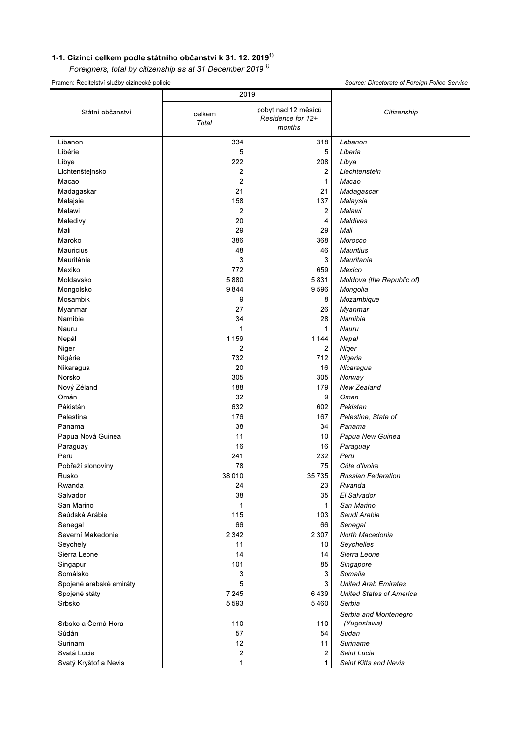**1-1. Cizinci celkem podle státního občanství k 31. 12. 2019[1)]**

*Foreigners, total by citizenship as at 31 December 2019 [1)]*

Pramen: Ředitelství služby cizinecké policie | *Source: Directorate of Foreign Police Service*

| Státní občanství | 2019 | | Citizenship |
|---|---|---|---|
| | celkem *Total* | pobyt nad 12 měsíců *Residence for 12+ months* | |
| Libanon | 334 | 318 | *Lebanon* |
| Libérie | 5 | 5 | *Liberia* |
| Libye | 222 | 208 | *Libya* |
| Lichtenštejnsko | 2 | 2 | *Liechtenstein* |
| Macao | 2 | 1 | *Macao* |
| Madagaskar | 21 | 21 | *Madagascar* |
| Malajsie | 158 | 137 | *Malaysia* |
| Malawi | 2 | 2 | *Malawi* |
| Maledivy | 20 | 4 | *Maldives* |
| Mali | 29 | 29 | *Mali* |
| Maroko | 386 | 368 | *Morocco* |
| Mauricius | 48 | 46 | *Mauritius* |
| Mauritánie | 3 | 3 | *Mauritania* |
| Mexiko | 772 | 659 | *Mexico* |
| Moldavsko | 5 880 | 5 831 | *Moldova (the Republic of)* |
| Mongolsko | 9 844 | 9 596 | *Mongolia* |
| Mosambik | 9 | 8 | *Mozambique* |
| Myanmar | 27 | 26 | *Myanmar* |
| Namibie | 34 | 28 | *Namibia* |
| Nauru | 1 | 1 | *Nauru* |
| Nepál | 1 159 | 1 144 | *Nepal* |
| Niger | 2 | 2 | *Niger* |
| Nigérie | 732 | 712 | *Nigeria* |
| Nikaragua | 20 | 16 | *Nicaragua* |
| Norsko | 305 | 305 | *Norway* |
| Nový Zéland | 188 | 179 | *New Zealand* |
| Omán | 32 | 9 | *Oman* |
| Pákistán | 632 | 602 | *Pakistan* |
| Palestina | 176 | 167 | *Palestine, State of* |
| Panama | 38 | 34 | *Panama* |
| Papua Nová Guinea | 11 | 10 | *Papua New Guinea* |
| Paraguay | 16 | 16 | *Paraguay* |
| Peru | 241 | 232 | *Peru* |
| Pobřeží slonoviny | 78 | 75 | *Côte d'Ivoire* |
| Rusko | 38 010 | 35 735 | *Russian Federation* |
| Rwanda | 24 | 23 | *Rwanda* |
| Salvador | 38 | 35 | *El Salvador* |
| San Marino | 1 | 1 | *San Marino* |
| Saúdská Arábie | 115 | 103 | *Saudi Arabia* |
| Senegal | 66 | 66 | *Senegal* |
| Severní Makedonie | 2 342 | 2 307 | *North Macedonia* |
| Seychely | 11 | 10 | *Seychelles* |
| Sierra Leone | 14 | 14 | *Sierra Leone* |
| Singapur | 101 | 85 | *Singapore* |
| Somálsko | 3 | 3 | *Somalia* |
| Spojené arabské emiráty | 5 | 3 | *United Arab Emirates* |
| Spojené státy | 7 245 | 6 439 | *United States of America* |
| Srbsko | 5 593 | 5 460 | *Serbia* |
| Srbsko a Černá Hora | 110 | 110 | *Serbia and Montenegro (Yugoslavia)* |
| Súdán | 57 | 54 | *Sudan* |
| Surinam | 12 | 11 | *Suriname* |
| Svatá Lucie | 2 | 2 | *Saint Lucia* |
| Svatý Kryštof a Nevis | 1 | 1 | *Saint Kitts and Nevis* |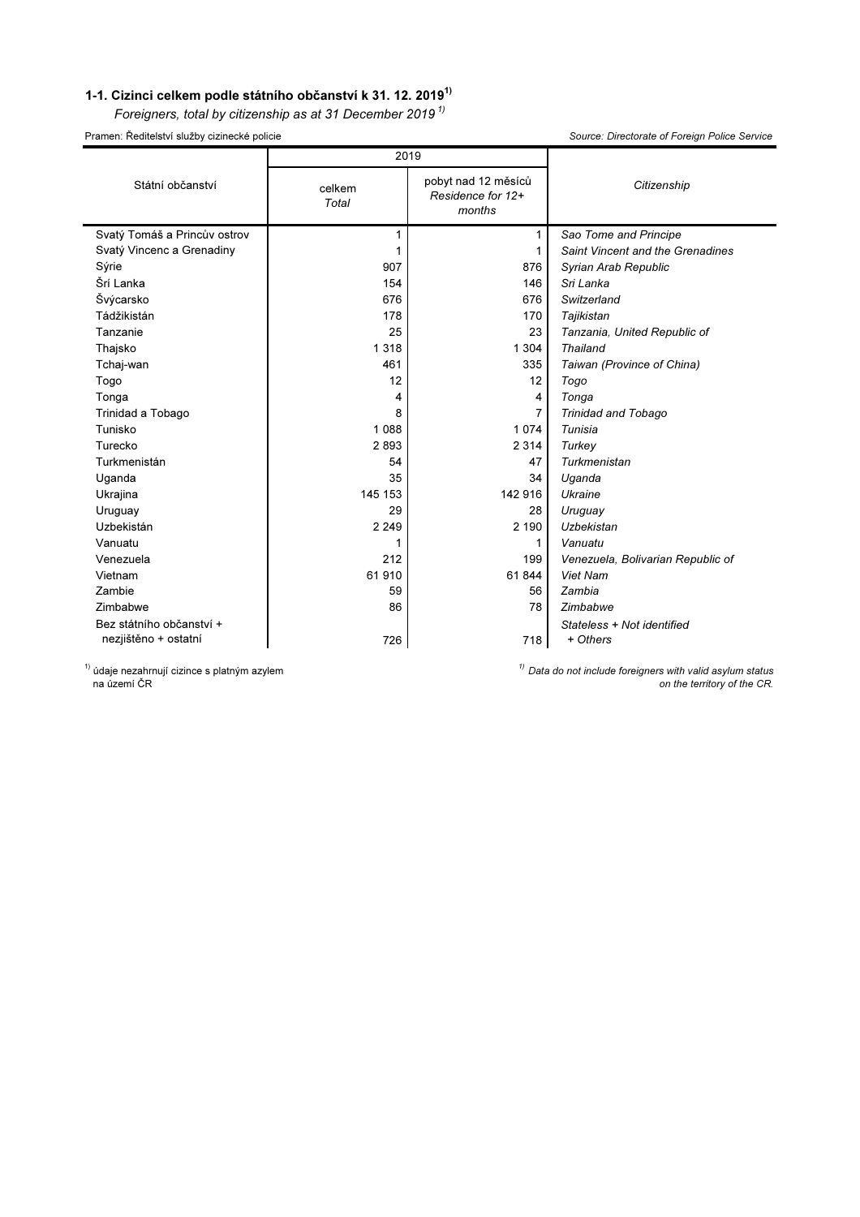**1-1. Cizinci celkem podle státního občanství k 31. 12. 2019**[1)]

*Foreigners, total by citizenship as at 31 December 2019* [1)]

Pramen: Ředitelství služby cizinecké policie | *Source: Directorate of Foreign Police Service*

| Státní občanství | 2019 | | Citizenship |
|---|---|---|---|
| | celkem *Total* | pobyt nad 12 měsíců *Residence for 12+ months* | |
| Svatý Tomáš a Princův ostrov | 1 | 1 | *Sao Tome and Principe* |
| Svatý Vincenc a Grenadiny | 1 | 1 | *Saint Vincent and the Grenadines* |
| Sýrie | 907 | 876 | *Syrian Arab Republic* |
| Šrí Lanka | 154 | 146 | *Sri Lanka* |
| Švýcarsko | 676 | 676 | *Switzerland* |
| Tádžikistán | 178 | 170 | *Tajikistan* |
| Tanzanie | 25 | 23 | *Tanzania, United Republic of* |
| Thajsko | 1 318 | 1 304 | *Thailand* |
| Tchaj-wan | 461 | 335 | *Taiwan (Province of China)* |
| Togo | 12 | 12 | *Togo* |
| Tonga | 4 | 4 | *Tonga* |
| Trinidad a Tobago | 8 | 7 | *Trinidad and Tobago* |
| Tunisko | 1 088 | 1 074 | *Tunisia* |
| Turecko | 2 893 | 2 314 | *Turkey* |
| Turkmenistán | 54 | 47 | *Turkmenistan* |
| Uganda | 35 | 34 | *Uganda* |
| Ukrajina | 145 153 | 142 916 | *Ukraine* |
| Uruguay | 29 | 28 | *Uruguay* |
| Uzbekistán | 2 249 | 2 190 | *Uzbekistan* |
| Vanuatu | 1 | 1 | *Vanuatu* |
| Venezuela | 212 | 199 | *Venezuela, Bolivarian Republic of* |
| Vietnam | 61 910 | 61 844 | *Viet Nam* |
| Zambie | 59 | 56 | *Zambia* |
| Zimbabwe | 86 | 78 | *Zimbabwe* |
| Bez státního občanství + nezjištěno + ostatní | 726 | 718 | *Stateless + Not identified + Others* |

[1)] údaje nezahrnují cizince s platným azylem na území ČR

[1)] *Data do not include foreigners with valid asylum status on the territory of the CR.*